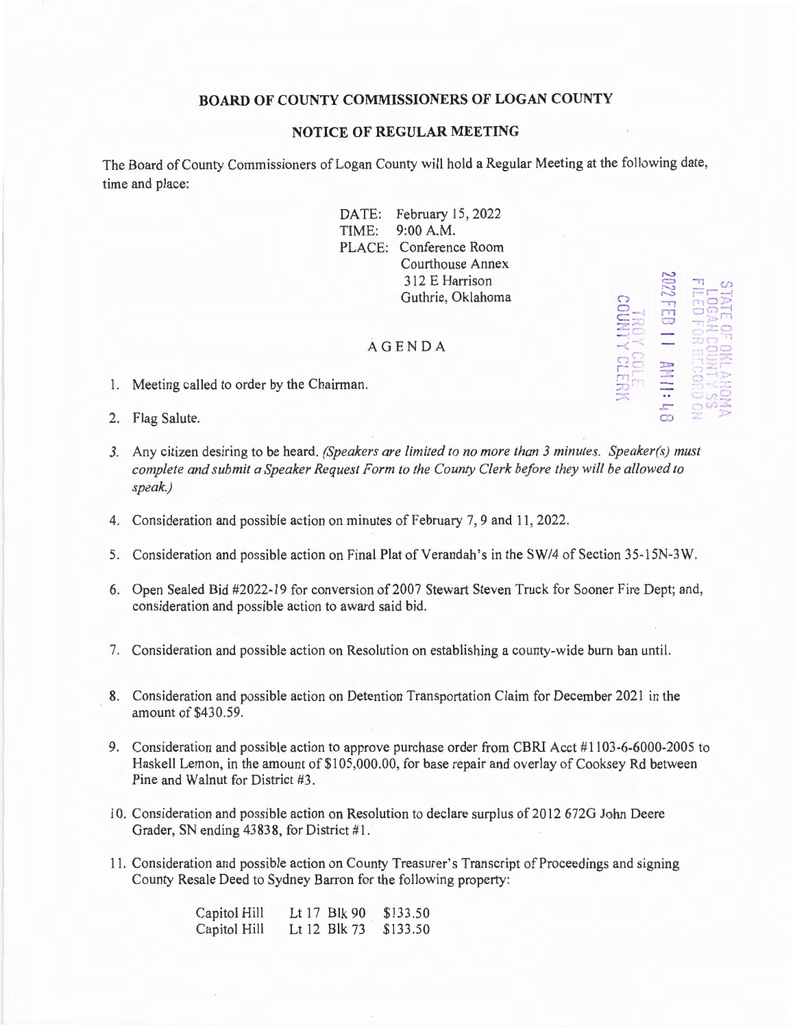# BOARD OF COUNTY COMMISSIONERS OF LOGAN COUNTY

## NOTICE OF REGULAR MEETING

The Board of County Commissioners of Logan County will hold a Regular Meeting at the following date, time and place:

DATE: February 15, 2022
TIME: 9:00 A.M.
PLACE: Conference Room
Courthouse Annex
312 E Harrison
Guthrie, Oklahoma

STATE OF OKLAHOMA
LOGAN COUNTY SS
FILED FOR RECORD ON
2022 FEB 11 AM 11:48
TROY COLE
COUNTY CLERK

## AGENDA

1. Meeting called to order by the Chairman.
2. Flag Salute.
3. Any citizen desiring to be heard. *(Speakers are limited to no more than 3 minutes. Speaker(s) must complete and submit a Speaker Request Form to the County Clerk before they will be allowed to speak.)*
4. Consideration and possible action on minutes of February 7, 9 and 11, 2022.
5. Consideration and possible action on Final Plat of Verandah's in the SW/4 of Section 35-15N-3W.
6. Open Sealed Bid #2022-19 for conversion of 2007 Stewart Steven Truck for Sooner Fire Dept; and, consideration and possible action to award said bid.
7. Consideration and possible action on Resolution on establishing a county-wide burn ban until.
8. Consideration and possible action on Detention Transportation Claim for December 2021 in the amount of $430.59.
9. Consideration and possible action to approve purchase order from CBRI Acct #1103-6-6000-2005 to Haskell Lemon, in the amount of $105,000.00, for base repair and overlay of Cooksey Rd between Pine and Walnut for District #3.
10. Consideration and possible action on Resolution to declare surplus of 2012 672G John Deere Grader, SN ending 43838, for District #1.
11. Consideration and possible action on County Treasurer's Transcript of Proceedings and signing County Resale Deed to Sydney Barron for the following property:

| | | |
|---|---|---|
| Capitol Hill | Lt 17 Blk 90 | $133.50 |
| Capitol Hill | Lt 12 Blk 73 | $133.50 |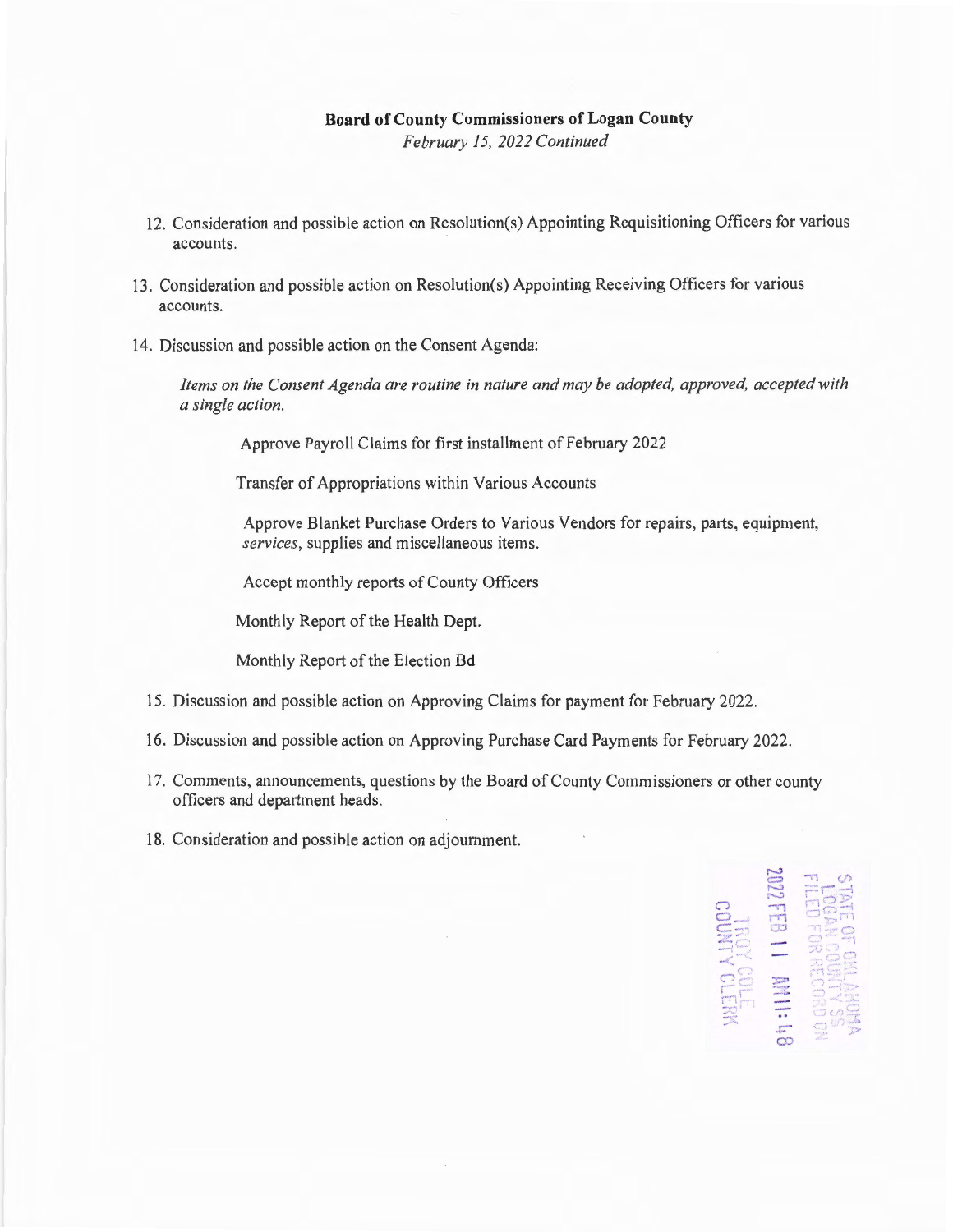**Board of County Commissioners of Logan County**
*February 15, 2022 Continued*

12. Consideration and possible action on Resolution(s) Appointing Requisitioning Officers for various accounts.

13. Consideration and possible action on Resolution(s) Appointing Receiving Officers for various accounts.

14. Discussion and possible action on the Consent Agenda:

    *Items on the Consent Agenda are routine in nature and may be adopted, approved, accepted with a single action.*

    Approve Payroll Claims for first installment of February 2022

    Transfer of Appropriations within Various Accounts

    Approve Blanket Purchase Orders to Various Vendors for repairs, parts, equipment, *services*, supplies and miscellaneous items.

    Accept monthly reports of County Officers

    Monthly Report of the Health Dept.

    Monthly Report of the Election Bd

15. Discussion and possible action on Approving Claims for payment for February 2022.

16. Discussion and possible action on Approving Purchase Card Payments for February 2022.

17. Comments, announcements, questions by the Board of County Commissioners or other county officers and department heads.

18. Consideration and possible action on adjournment.

STATE OF OKLAHOMA
LOGAN COUNTY SS
FILED FOR RECORD ON
2022 FEB 11 AM 11:48
TROY COLE
COUNTY CLERK